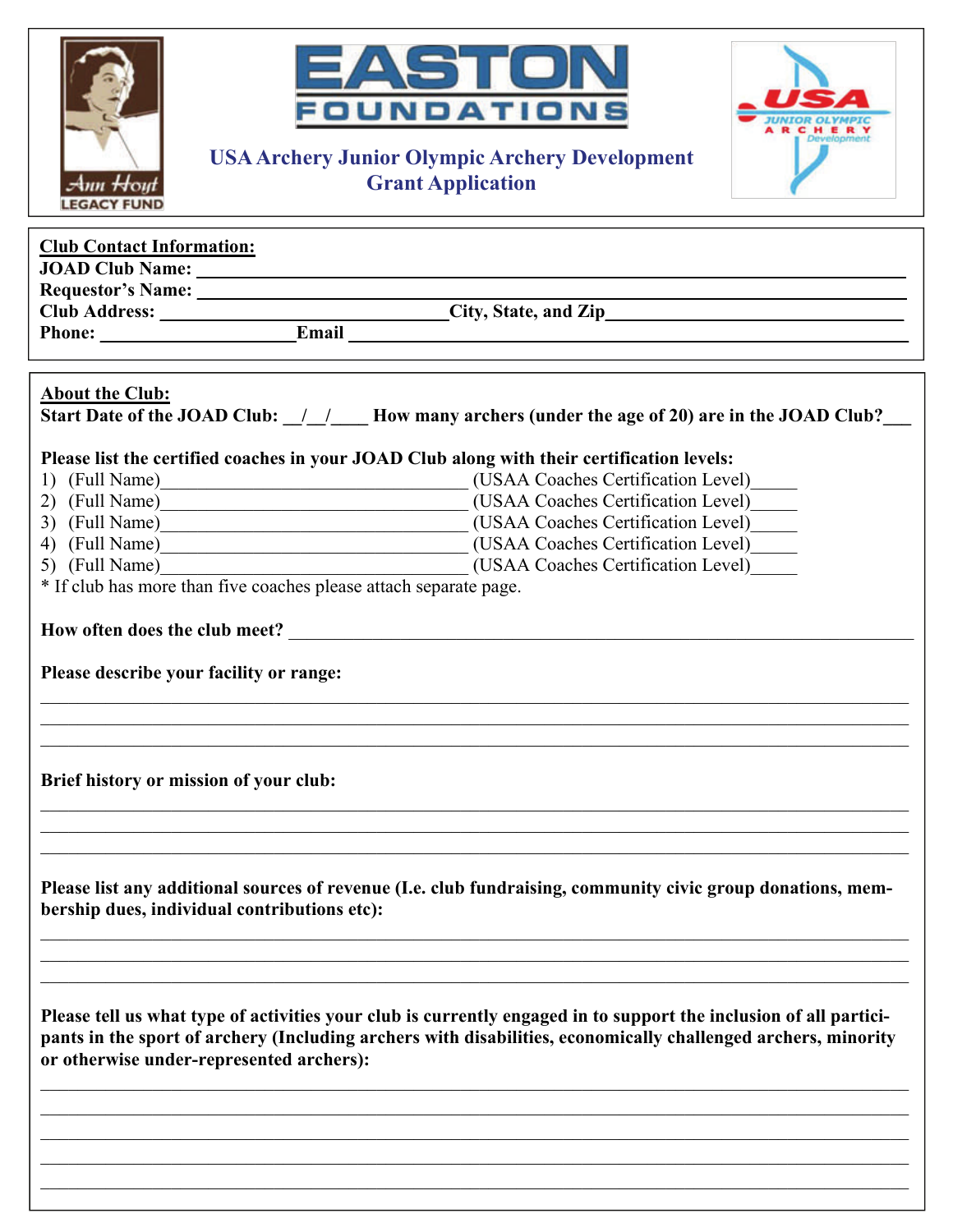# USA Archery Junior Olympic Archery Development Grant Application

**Club Contact Information:**

**JOAD Club Name:** ________________________________________________

**Requestor's Name:** ________________________________________________

**Club Address:** ______________________________ **City, State, and Zip** ______________________________

**Phone:** ____________________ **Email** ________________________________________________

**About the Club:**

**Start Date of the JOAD Club:** __/__/____ **How many archers (under the age of 20) are in the JOAD Club?**___

**Please list the certified coaches in your JOAD Club along with their certification levels:**

1) (Full Name)________________________________ (USAA Coaches Certification Level)_____
2) (Full Name)________________________________ (USAA Coaches Certification Level)_____
3) (Full Name)________________________________ (USAA Coaches Certification Level)_____
4) (Full Name)________________________________ (USAA Coaches Certification Level)_____
5) (Full Name)________________________________ (USAA Coaches Certification Level)_____

* If club has more than five coaches please attach separate page.

**How often does the club meet?** ________________________________________________

**Please describe your facility or range:**

________________________________________________________________________________

________________________________________________________________________________

________________________________________________________________________________

**Brief history or mission of your club:**

________________________________________________________________________________

________________________________________________________________________________

________________________________________________________________________________

**Please list any additional sources of revenue (I.e. club fundraising, community civic group donations, membership dues, individual contributions etc):**

________________________________________________________________________________

________________________________________________________________________________

________________________________________________________________________________

**Please tell us what type of activities your club is currently engaged in to support the inclusion of all participants in the sport of archery (Including archers with disabilities, economically challenged archers, minority or otherwise under-represented archers):**

________________________________________________________________________________

________________________________________________________________________________

________________________________________________________________________________

________________________________________________________________________________

________________________________________________________________________________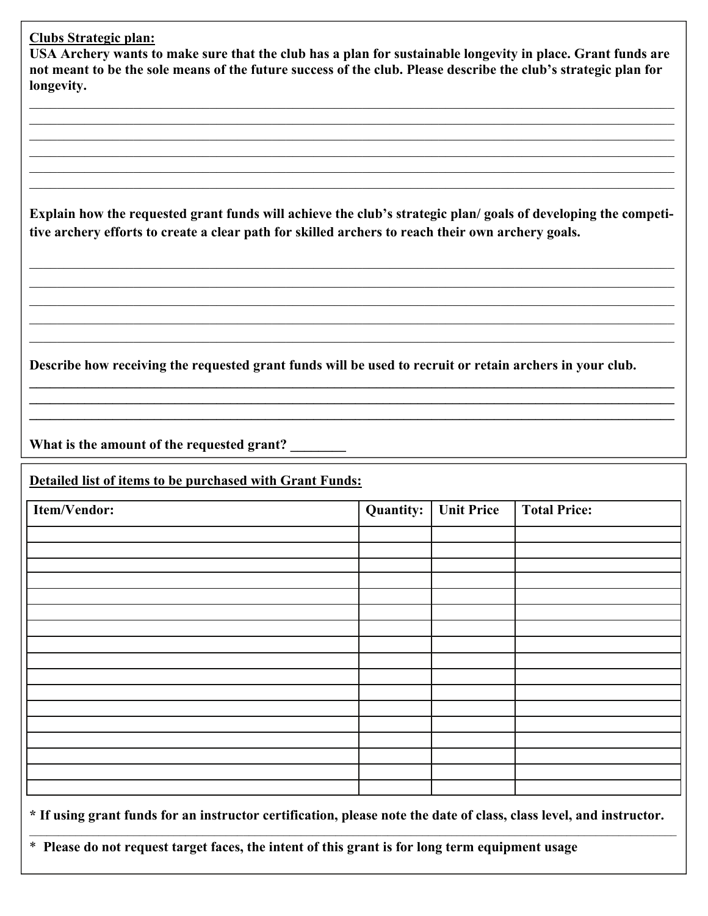**<u>Clubs Strategic plan:</u>**

**USA Archery wants to make sure that the club has a plan for sustainable longevity in place. Grant funds are not meant to be the sole means of the future success of the club. Please describe the club's strategic plan for longevity.**

______________________________________________________________________________________

______________________________________________________________________________________

______________________________________________________________________________________

______________________________________________________________________________________

______________________________________________________________________________________

______________________________________________________________________________________

**Explain how the requested grant funds will achieve the club's strategic plan/ goals of developing the competitive archery efforts to create a clear path for skilled archers to reach their own archery goals.**

______________________________________________________________________________________

______________________________________________________________________________________

______________________________________________________________________________________

______________________________________________________________________________________

______________________________________________________________________________________

**Describe how receiving the requested grant funds will be used to recruit or retain archers in your club.**

______________________________________________________________________________________

______________________________________________________________________________________

______________________________________________________________________________________

**What is the amount of the requested grant? ________**

**<u>Detailed list of items to be purchased with Grant Funds:</u>**

| Item/Vendor: | Quantity: | Unit Price | Total Price: |
|---|---|---|---|
| | | | |
| | | | |
| | | | |
| | | | |
| | | | |
| | | | |
| | | | |
| | | | |
| | | | |
| | | | |
| | | | |
| | | | |
| | | | |
| | | | |
| | | | |
| | | | |
| | | | |

**\* If using grant funds for an instructor certification, please note the date of class, class level, and instructor.**

**\* Please do not request target faces, the intent of this grant is for long term equipment usage**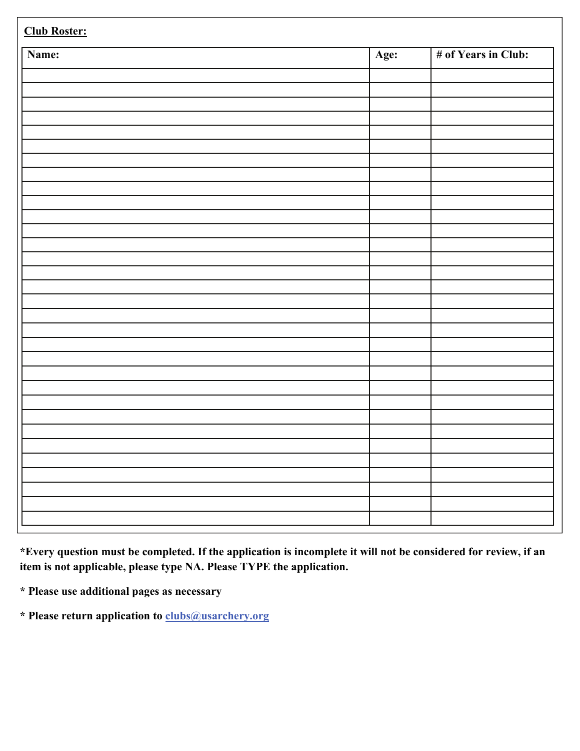**Club Roster:**

| Name: | Age: | # of Years in Club: |
|---|---|---|
| | | |
| | | |
| | | |
| | | |
| | | |
| | | |
| | | |
| | | |
| | | |
| | | |
| | | |
| | | |
| | | |
| | | |
| | | |
| | | |
| | | |
| | | |
| | | |
| | | |
| | | |
| | | |
| | | |
| | | |
| | | |
| | | |
| | | |
| | | |
| | | |
| | | |
| | | |
| | | |

**\*Every question must be completed. If the application is incomplete it will not be considered for review, if an item is not applicable, please type NA. Please TYPE the application.**

**\* Please use additional pages as necessary**

**\* Please return application to [clubs@usarchery.org](mailto:clubs@usarchery.org)**